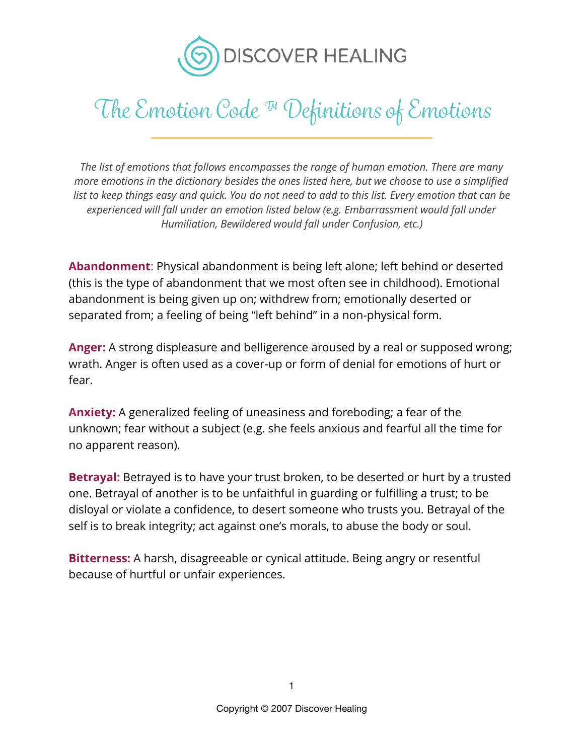DISCOVER HEALING

# The Emotion Code ™ Definitions of Emotions

*The list of emotions that follows encompasses the range of human emotion. There are many more emotions in the dictionary besides the ones listed here, but we choose to use a simplified list to keep things easy and quick. You do not need to add to this list. Every emotion that can be experienced will fall under an emotion listed below (e.g. Embarrassment would fall under Humiliation, Bewildered would fall under Confusion, etc.)*

**Abandonment**: Physical abandonment is being left alone; left behind or deserted (this is the type of abandonment that we most often see in childhood). Emotional abandonment is being given up on; withdrew from; emotionally deserted or separated from; a feeling of being "left behind" in a non-physical form.

**Anger:** A strong displeasure and belligerence aroused by a real or supposed wrong; wrath. Anger is often used as a cover-up or form of denial for emotions of hurt or fear.

**Anxiety:** A generalized feeling of uneasiness and foreboding; a fear of the unknown; fear without a subject (e.g. she feels anxious and fearful all the time for no apparent reason).

**Betrayal:** Betrayed is to have your trust broken, to be deserted or hurt by a trusted one. Betrayal of another is to be unfaithful in guarding or fulfilling a trust; to be disloyal or violate a confidence, to desert someone who trusts you. Betrayal of the self is to break integrity; act against one's morals, to abuse the body or soul.

**Bitterness:** A harsh, disagreeable or cynical attitude. Being angry or resentful because of hurtful or unfair experiences.

Copyright © 2007 Discover Healing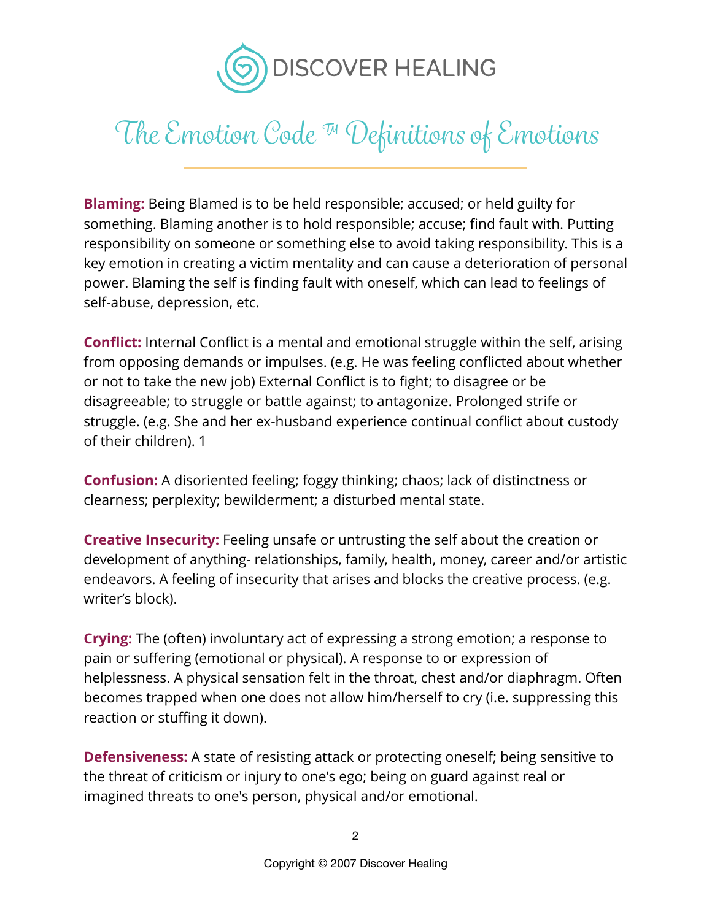DISCOVER HEALING

# The Emotion Code ™ Definitions of Emotions

**Blaming:** Being Blamed is to be held responsible; accused; or held guilty for something. Blaming another is to hold responsible; accuse; find fault with. Putting responsibility on someone or something else to avoid taking responsibility. This is a key emotion in creating a victim mentality and can cause a deterioration of personal power. Blaming the self is finding fault with oneself, which can lead to feelings of self-abuse, depression, etc.

**Conflict:** Internal Conflict is a mental and emotional struggle within the self, arising from opposing demands or impulses. (e.g. He was feeling conflicted about whether or not to take the new job) External Conflict is to fight; to disagree or be disagreeable; to struggle or battle against; to antagonize. Prolonged strife or struggle. (e.g. She and her ex-husband experience continual conflict about custody of their children). 1

**Confusion:** A disoriented feeling; foggy thinking; chaos; lack of distinctness or clearness; perplexity; bewilderment; a disturbed mental state.

**Creative Insecurity:** Feeling unsafe or untrusting the self about the creation or development of anything- relationships, family, health, money, career and/or artistic endeavors. A feeling of insecurity that arises and blocks the creative process. (e.g. writer's block).

**Crying:** The (often) involuntary act of expressing a strong emotion; a response to pain or suffering (emotional or physical). A response to or expression of helplessness. A physical sensation felt in the throat, chest and/or diaphragm. Often becomes trapped when one does not allow him/herself to cry (i.e. suppressing this reaction or stuffing it down).

**Defensiveness:** A state of resisting attack or protecting oneself; being sensitive to the threat of criticism or injury to one's ego; being on guard against real or imagined threats to one's person, physical and/or emotional.

Copyright © 2007 Discover Healing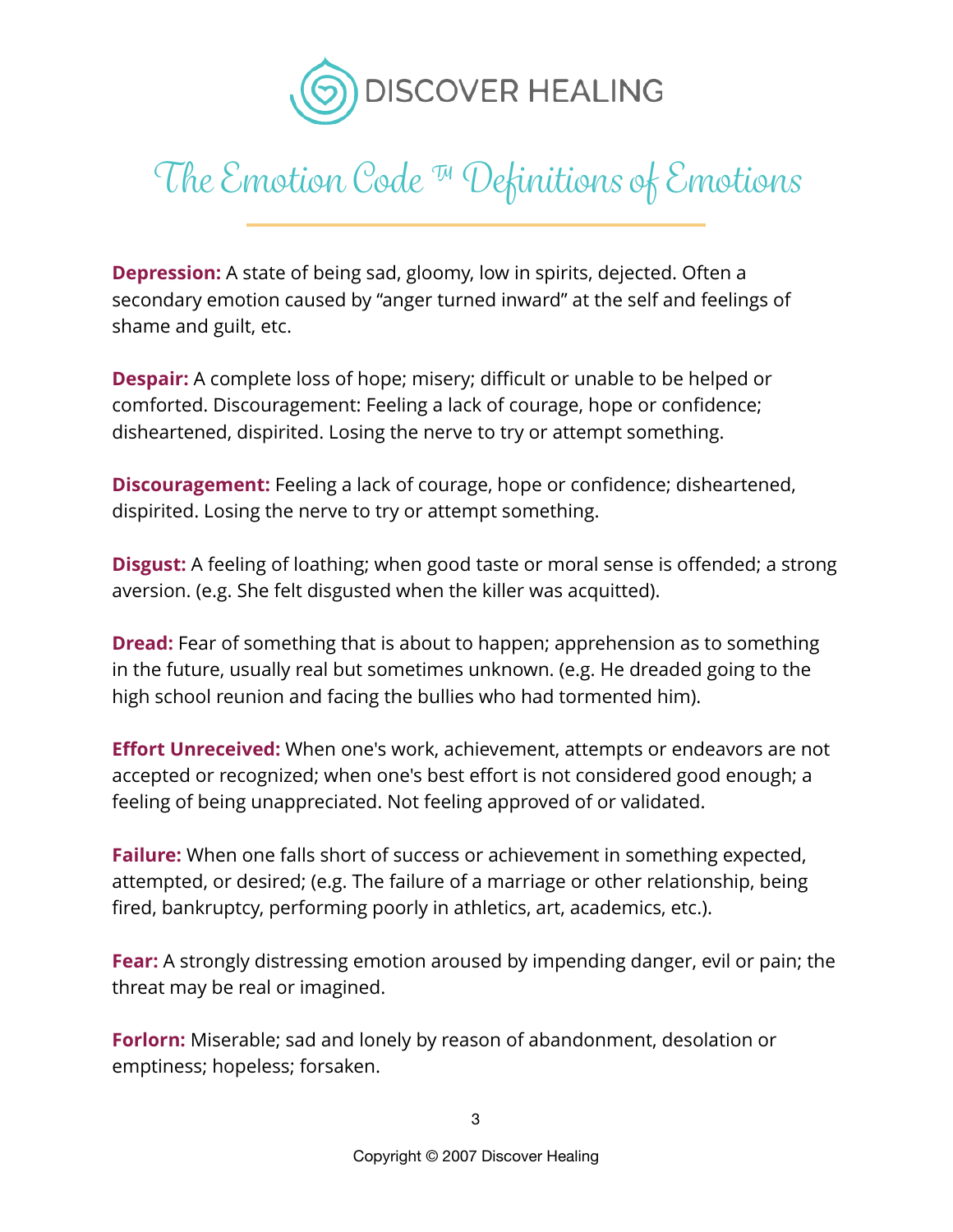DISCOVER HEALING

# The Emotion Code ™ Definitions of Emotions

**Depression:** A state of being sad, gloomy, low in spirits, dejected. Often a secondary emotion caused by “anger turned inward” at the self and feelings of shame and guilt, etc.

**Despair:** A complete loss of hope; misery; difficult or unable to be helped or comforted. Discouragement: Feeling a lack of courage, hope or confidence; disheartened, dispirited. Losing the nerve to try or attempt something.

**Discouragement:** Feeling a lack of courage, hope or confidence; disheartened, dispirited. Losing the nerve to try or attempt something.

**Disgust:** A feeling of loathing; when good taste or moral sense is offended; a strong aversion. (e.g. She felt disgusted when the killer was acquitted).

**Dread:** Fear of something that is about to happen; apprehension as to something in the future, usually real but sometimes unknown. (e.g. He dreaded going to the high school reunion and facing the bullies who had tormented him).

**Effort Unreceived:** When one's work, achievement, attempts or endeavors are not accepted or recognized; when one's best effort is not considered good enough; a feeling of being unappreciated. Not feeling approved of or validated.

**Failure:** When one falls short of success or achievement in something expected, attempted, or desired; (e.g. The failure of a marriage or other relationship, being fired, bankruptcy, performing poorly in athletics, art, academics, etc.).

**Fear:** A strongly distressing emotion aroused by impending danger, evil or pain; the threat may be real or imagined.

**Forlorn:** Miserable; sad and lonely by reason of abandonment, desolation or emptiness; hopeless; forsaken.

Copyright © 2007 Discover Healing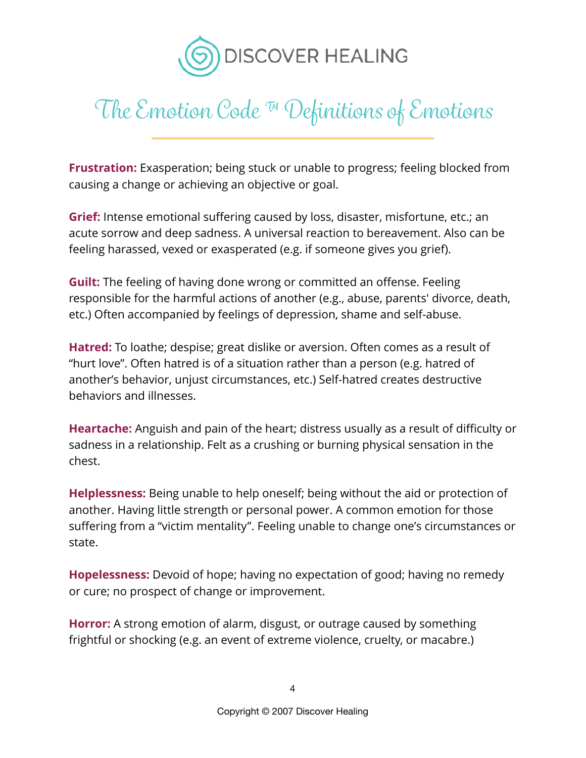DISCOVER HEALING

# The Emotion Code ™ Definitions of Emotions

**Frustration:** Exasperation; being stuck or unable to progress; feeling blocked from causing a change or achieving an objective or goal.

**Grief:** Intense emotional suffering caused by loss, disaster, misfortune, etc.; an acute sorrow and deep sadness. A universal reaction to bereavement. Also can be feeling harassed, vexed or exasperated (e.g. if someone gives you grief).

**Guilt:** The feeling of having done wrong or committed an offense. Feeling responsible for the harmful actions of another (e.g., abuse, parents' divorce, death, etc.) Often accompanied by feelings of depression, shame and self-abuse.

**Hatred:** To loathe; despise; great dislike or aversion. Often comes as a result of "hurt love". Often hatred is of a situation rather than a person (e.g. hatred of another's behavior, unjust circumstances, etc.) Self-hatred creates destructive behaviors and illnesses.

**Heartache:** Anguish and pain of the heart; distress usually as a result of difficulty or sadness in a relationship. Felt as a crushing or burning physical sensation in the chest.

**Helplessness:** Being unable to help oneself; being without the aid or protection of another. Having little strength or personal power. A common emotion for those suffering from a "victim mentality". Feeling unable to change one's circumstances or state.

**Hopelessness:** Devoid of hope; having no expectation of good; having no remedy or cure; no prospect of change or improvement.

**Horror:** A strong emotion of alarm, disgust, or outrage caused by something frightful or shocking (e.g. an event of extreme violence, cruelty, or macabre.)

Copyright © 2007 Discover Healing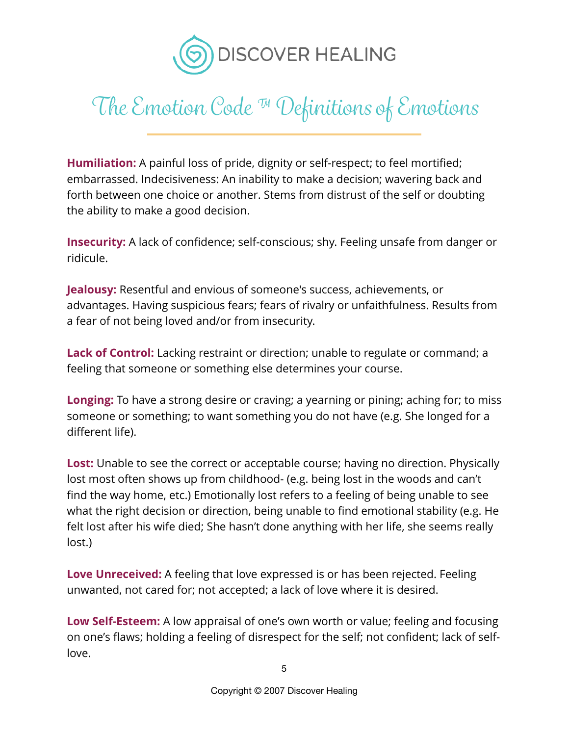# The Emotion Code ™ Definitions of Emotions

**Humiliation:** A painful loss of pride, dignity or self-respect; to feel mortified; embarrassed. Indecisiveness: An inability to make a decision; wavering back and forth between one choice or another. Stems from distrust of the self or doubting the ability to make a good decision.

**Insecurity:** A lack of confidence; self-conscious; shy. Feeling unsafe from danger or ridicule.

**Jealousy:** Resentful and envious of someone's success, achievements, or advantages. Having suspicious fears; fears of rivalry or unfaithfulness. Results from a fear of not being loved and/or from insecurity.

**Lack of Control:** Lacking restraint or direction; unable to regulate or command; a feeling that someone or something else determines your course.

**Longing:** To have a strong desire or craving; a yearning or pining; aching for; to miss someone or something; to want something you do not have (e.g. She longed for a different life).

**Lost:** Unable to see the correct or acceptable course; having no direction. Physically lost most often shows up from childhood- (e.g. being lost in the woods and can't find the way home, etc.) Emotionally lost refers to a feeling of being unable to see what the right decision or direction, being unable to find emotional stability (e.g. He felt lost after his wife died; She hasn't done anything with her life, she seems really lost.)

**Love Unreceived:** A feeling that love expressed is or has been rejected. Feeling unwanted, not cared for; not accepted; a lack of love where it is desired.

**Low Self-Esteem:** A low appraisal of one's own worth or value; feeling and focusing on one's flaws; holding a feeling of disrespect for the self; not confident; lack of self-love.

Copyright © 2007 Discover Healing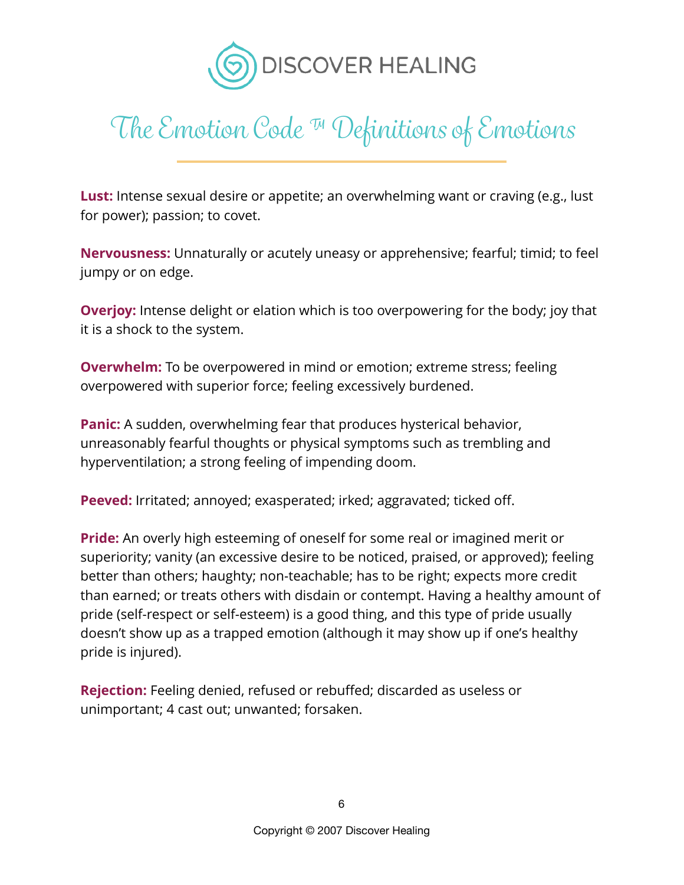DISCOVER HEALING

# The Emotion Code ™ Definitions of Emotions

**Lust:** Intense sexual desire or appetite; an overwhelming want or craving (e.g., lust for power); passion; to covet.

**Nervousness:** Unnaturally or acutely uneasy or apprehensive; fearful; timid; to feel jumpy or on edge.

**Overjoy:** Intense delight or elation which is too overpowering for the body; joy that it is a shock to the system.

**Overwhelm:** To be overpowered in mind or emotion; extreme stress; feeling overpowered with superior force; feeling excessively burdened.

**Panic:** A sudden, overwhelming fear that produces hysterical behavior, unreasonably fearful thoughts or physical symptoms such as trembling and hyperventilation; a strong feeling of impending doom.

**Peeved:** Irritated; annoyed; exasperated; irked; aggravated; ticked off.

**Pride:** An overly high esteeming of oneself for some real or imagined merit or superiority; vanity (an excessive desire to be noticed, praised, or approved); feeling better than others; haughty; non-teachable; has to be right; expects more credit than earned; or treats others with disdain or contempt. Having a healthy amount of pride (self-respect or self-esteem) is a good thing, and this type of pride usually doesn't show up as a trapped emotion (although it may show up if one's healthy pride is injured).

**Rejection:** Feeling denied, refused or rebuffed; discarded as useless or unimportant; 4 cast out; unwanted; forsaken.

Copyright © 2007 Discover Healing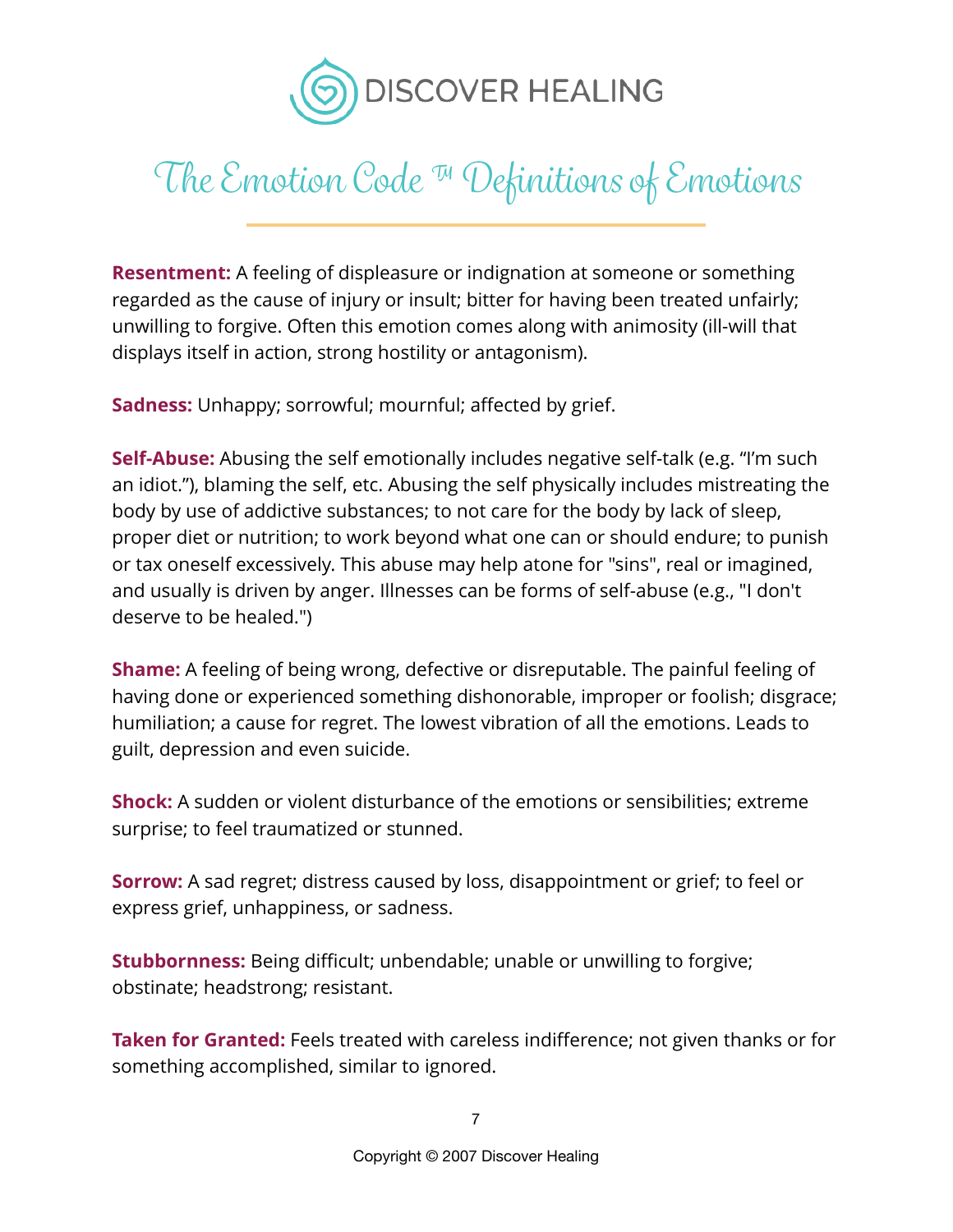DISCOVER HEALING

# The Emotion Code ™ Definitions of Emotions

**Resentment:** A feeling of displeasure or indignation at someone or something regarded as the cause of injury or insult; bitter for having been treated unfairly; unwilling to forgive. Often this emotion comes along with animosity (ill-will that displays itself in action, strong hostility or antagonism).

**Sadness:** Unhappy; sorrowful; mournful; affected by grief.

**Self-Abuse:** Abusing the self emotionally includes negative self-talk (e.g. "I'm such an idiot."), blaming the self, etc. Abusing the self physically includes mistreating the body by use of addictive substances; to not care for the body by lack of sleep, proper diet or nutrition; to work beyond what one can or should endure; to punish or tax oneself excessively. This abuse may help atone for "sins", real or imagined, and usually is driven by anger. Illnesses can be forms of self-abuse (e.g., "I don't deserve to be healed.")

**Shame:** A feeling of being wrong, defective or disreputable. The painful feeling of having done or experienced something dishonorable, improper or foolish; disgrace; humiliation; a cause for regret. The lowest vibration of all the emotions. Leads to guilt, depression and even suicide.

**Shock:** A sudden or violent disturbance of the emotions or sensibilities; extreme surprise; to feel traumatized or stunned.

**Sorrow:** A sad regret; distress caused by loss, disappointment or grief; to feel or express grief, unhappiness, or sadness.

**Stubbornness:** Being difficult; unbendable; unable or unwilling to forgive; obstinate; headstrong; resistant.

**Taken for Granted:** Feels treated with careless indifference; not given thanks or for something accomplished, similar to ignored.

Copyright © 2007 Discover Healing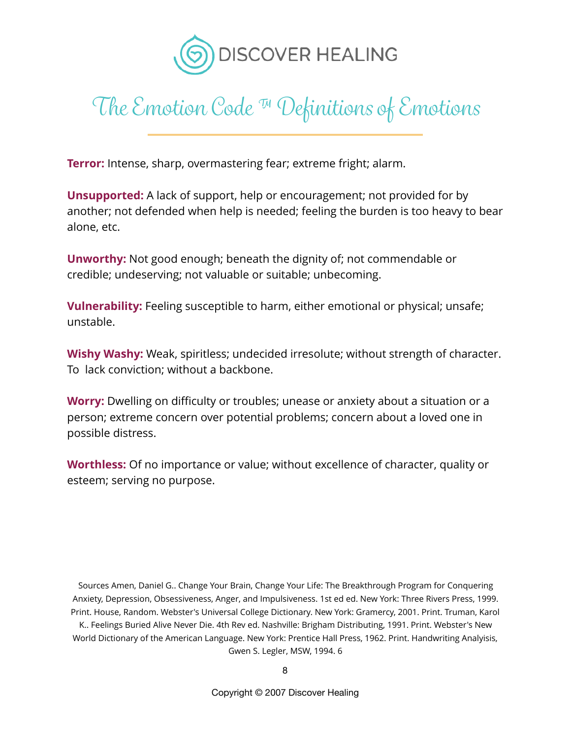# The Emotion Code ™ Definitions of Emotions

**Terror:** Intense, sharp, overmastering fear; extreme fright; alarm.

**Unsupported:** A lack of support, help or encouragement; not provided for by another; not defended when help is needed; feeling the burden is too heavy to bear alone, etc.

**Unworthy:** Not good enough; beneath the dignity of; not commendable or credible; undeserving; not valuable or suitable; unbecoming.

**Vulnerability:** Feeling susceptible to harm, either emotional or physical; unsafe; unstable.

**Wishy Washy:** Weak, spiritless; undecided irresolute; without strength of character. To lack conviction; without a backbone.

**Worry:** Dwelling on difficulty or troubles; unease or anxiety about a situation or a person; extreme concern over potential problems; concern about a loved one in possible distress.

**Worthless:** Of no importance or value; without excellence of character, quality or esteem; serving no purpose.

Sources Amen, Daniel G.. Change Your Brain, Change Your Life: The Breakthrough Program for Conquering Anxiety, Depression, Obsessiveness, Anger, and Impulsiveness. 1st ed ed. New York: Three Rivers Press, 1999. Print. House, Random. Webster's Universal College Dictionary. New York: Gramercy, 2001. Print. Truman, Karol K.. Feelings Buried Alive Never Die. 4th Rev ed. Nashville: Brigham Distributing, 1991. Print. Webster's New World Dictionary of the American Language. New York: Prentice Hall Press, 1962. Print. Handwriting Analyisis, Gwen S. Legler, MSW, 1994. 6

Copyright © 2007 Discover Healing